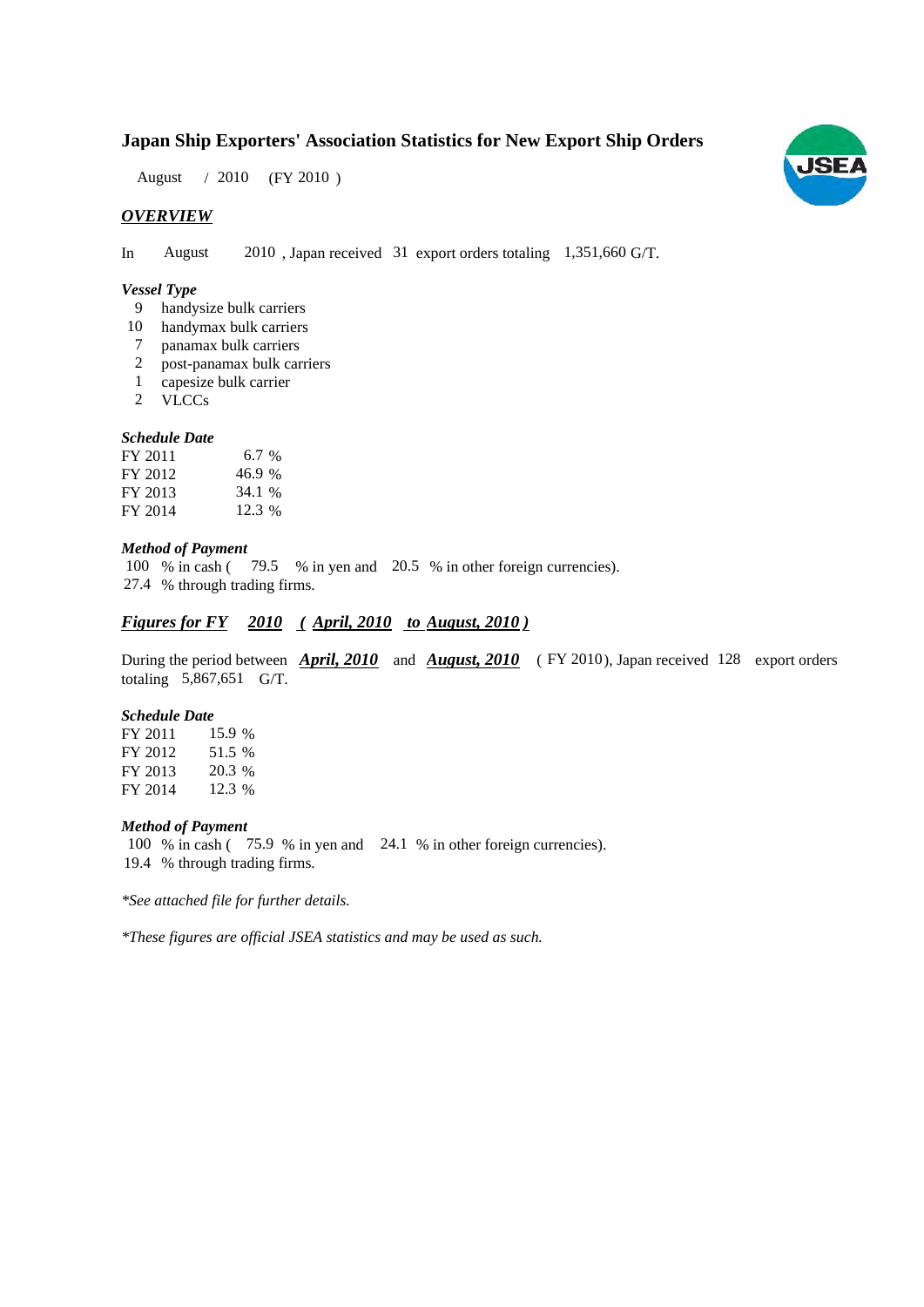# Japan Ship Exporters' Association Statistics for New Export Ship Orders

August / 2010 (FY 2010 )

## *OVERVIEW*

In August 2010 , Japan received 31 export orders totaling 1,351,660 G/T.

### *Vessel Type*

- 9 handysize bulk carriers
- 10 handymax bulk carriers
- 7 panamax bulk carriers
- 2 post-panamax bulk carriers
- 1 capesize bulk carrier
- 2 VLCCs

### *Schedule Date*

| | |
|---|---|
| FY 2011 | 6.7 % |
| FY 2012 | 46.9 % |
| FY 2013 | 34.1 % |
| FY 2014 | 12.3 % |

### *Method of Payment*

100 % in cash ( 79.5 % in yen and 20.5 % in other foreign currencies).
27.4 % through trading firms.

## *Figures for FY 2010 ( April, 2010 to August, 2010 )*

During the period between ***April, 2010*** and ***August, 2010*** ( FY 2010), Japan received 128 export orders totaling 5,867,651 G/T.

### *Schedule Date*

| | |
|---|---|
| FY 2011 | 15.9 % |
| FY 2012 | 51.5 % |
| FY 2013 | 20.3 % |
| FY 2014 | 12.3 % |

### *Method of Payment*

100 % in cash ( 75.9 % in yen and 24.1 % in other foreign currencies).
19.4 % through trading firms.

*\*See attached file for further details.*

*\*These figures are official JSEA statistics and may be used as such.*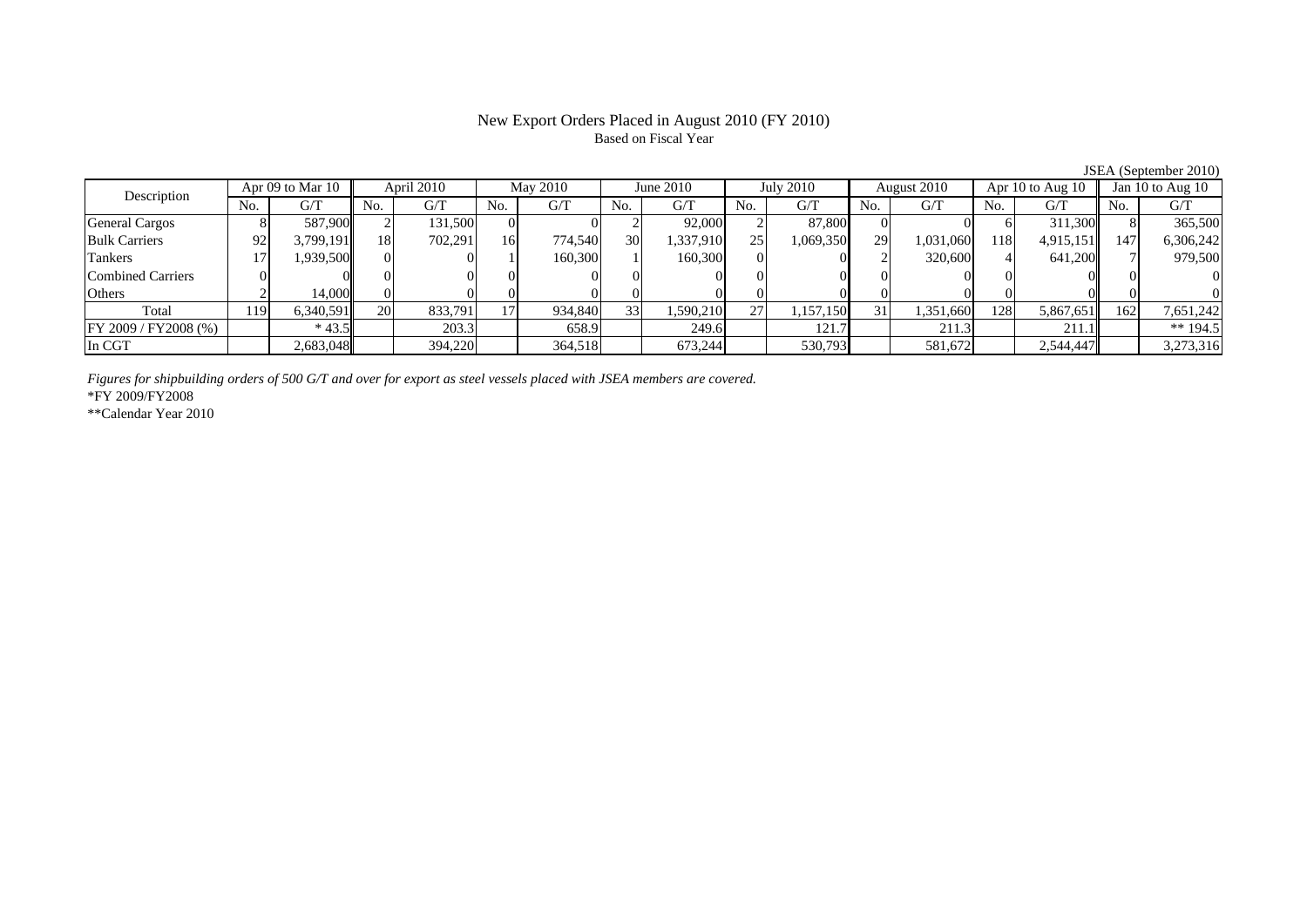# New Export Orders Placed in August 2010 (FY 2010)

Based on Fiscal Year

JSEA (September 2010)

| Description | Apr 09 to Mar 10 | | April 2010 | | May 2010 | | June 2010 | | July 2010 | | August 2010 | | Apr 10 to Aug 10 | | Jan 10 to Aug 10 | |
|---|---|---|---|---|---|---|---|---|---|---|---|---|---|---|---|---|
| | No. | G/T | No. | G/T | No. | G/T | No. | G/T | No. | G/T | No. | G/T | No. | G/T | No. | G/T |
| General Cargos | 8 | 587,900 | 2 | 131,500 | 0 | 0 | 2 | 92,000 | 2 | 87,800 | 0 | 0 | 6 | 311,300 | 8 | 365,500 |
| Bulk Carriers | 92 | 3,799,191 | 18 | 702,291 | 16 | 774,540 | 30 | 1,337,910 | 25 | 1,069,350 | 29 | 1,031,060 | 118 | 4,915,151 | 147 | 6,306,242 |
| Tankers | 17 | 1,939,500 | 0 | 0 | 1 | 160,300 | 1 | 160,300 | 0 | 0 | 2 | 320,600 | 4 | 641,200 | 7 | 979,500 |
| Combined Carriers | 0 | 0 | 0 | 0 | 0 | 0 | 0 | 0 | 0 | 0 | 0 | 0 | 0 | 0 | 0 | 0 |
| Others | 2 | 14,000 | 0 | 0 | 0 | 0 | 0 | 0 | 0 | 0 | 0 | 0 | 0 | 0 | 0 | 0 |
| Total | 119 | 6,340,591 | 20 | 833,791 | 17 | 934,840 | 33 | 1,590,210 | 27 | 1,157,150 | 31 | 1,351,660 | 128 | 5,867,651 | 162 | 7,651,242 |
| FY 2009 / FY2008 (%) | | * 43.5 | | 203.3 | | 658.9 | | 249.6 | | 121.7 | | 211.3 | | 211.1 | | ** 194.5 |
| In CGT | | 2,683,048 | | 394,220 | | 364,518 | | 673,244 | | 530,793 | | 581,672 | | 2,544,447 | | 3,273,316 |

*Figures for shipbuilding orders of 500 G/T and over for export as steel vessels placed with JSEA members are covered.*

*FY 2009/FY2008

**Calendar Year 2010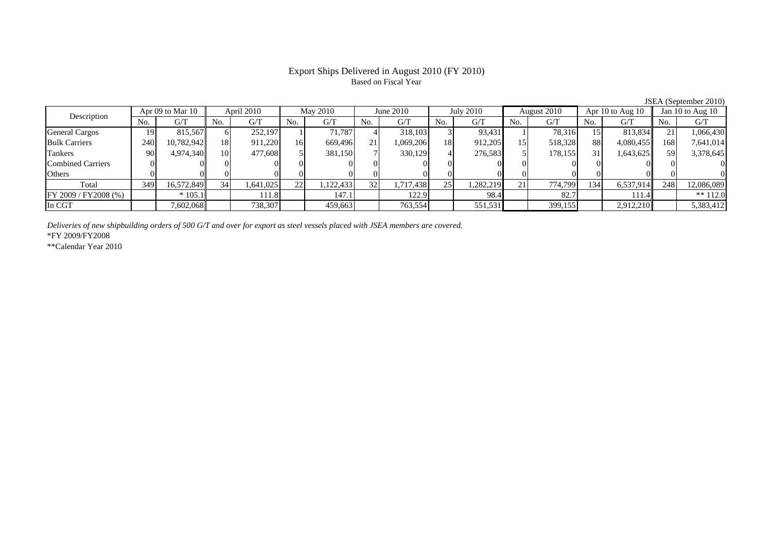# Export Ships Delivered in August 2010 (FY 2010)

Based on Fiscal Year

JSEA (September 2010)

| Description | Apr 09 to Mar 10 | | April 2010 | | May 2010 | | June 2010 | | July 2010 | | August 2010 | | Apr 10 to Aug 10 | | Jan 10 to Aug 10 | |
|---|---|---|---|---|---|---|---|---|---|---|---|---|---|---|---|---|
| | No. | G/T | No. | G/T | No. | G/T | No. | G/T | No. | G/T | No. | G/T | No. | G/T | No. | G/T |
| General Cargos | 19 | 815,567 | 6 | 252,197 | 1 | 71,787 | 4 | 318,103 | 3 | 93,431 | 1 | 78,316 | 15 | 813,834 | 21 | 1,066,430 |
| Bulk Carriers | 240 | 10,782,942 | 18 | 911,220 | 16 | 669,496 | 21 | 1,069,206 | 18 | 912,205 | 15 | 518,328 | 88 | 4,080,455 | 168 | 7,641,014 |
| Tankers | 90 | 4,974,340 | 10 | 477,608 | 5 | 381,150 | 7 | 330,129 | 4 | 276,583 | 5 | 178,155 | 31 | 1,643,625 | 59 | 3,378,645 |
| Combined Carriers | 0 | 0 | 0 | 0 | 0 | 0 | 0 | 0 | 0 | 0 | 0 | 0 | 0 | 0 | 0 | 0 |
| Others | 0 | 0 | 0 | 0 | 0 | 0 | 0 | 0 | 0 | 0 | 0 | 0 | 0 | 0 | 0 | 0 |
| Total | 349 | 16,572,849 | 34 | 1,641,025 | 22 | 1,122,433 | 32 | 1,717,438 | 25 | 1,282,219 | 21 | 774,799 | 134 | 6,537,914 | 248 | 12,086,089 |
| FY 2009 / FY2008 (%) | | * 105.1 | | 111.8 | | 147.1 | | 122.9 | | 98.4 | | 82.7 | | 111.4 | | ** 112.0 |
| In CGT | | 7,602,068 | | 738,307 | | 459,663 | | 763,554 | | 551,531 | | 399,155 | | 2,912,210 | | 5,383,412 |

*Deliveries of new shipbuilding orders of 500 G/T and over for export as steel vessels placed with JSEA members are covered.*

*FY 2009/FY2008

**Calendar Year 2010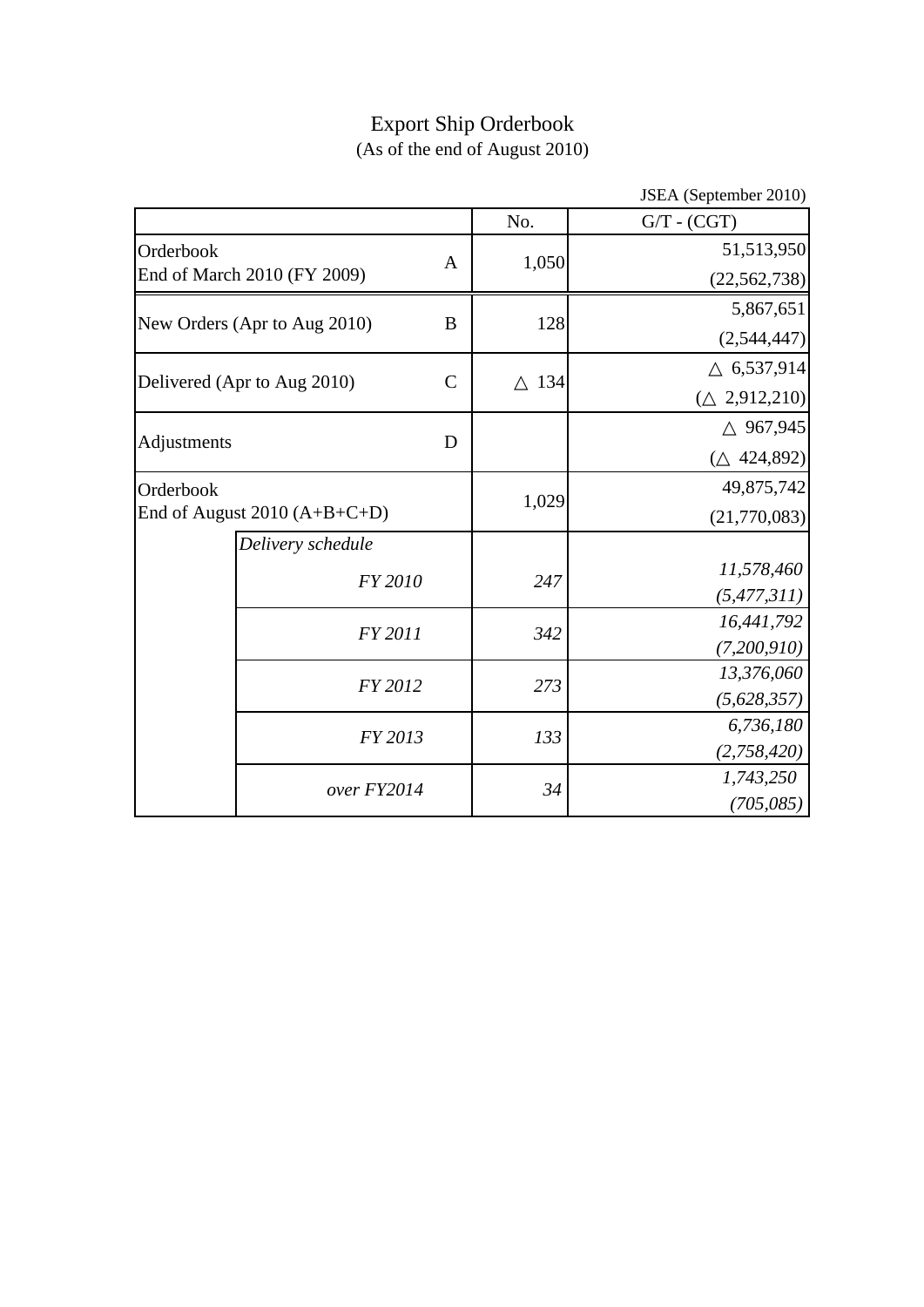# Export Ship Orderbook
(As of the end of August 2010)

JSEA (September 2010)

| | | | No. | G/T - (CGT) |
|---|---|---|---|---|
| Orderbook<br>End of March 2010 (FY 2009) | | A | 1,050 | 51,513,950<br>(22,562,738) |
| New Orders (Apr to Aug 2010) | | B | 128 | 5,867,651<br>(2,544,447) |
| Delivered (Apr to Aug 2010) | | C | △ 134 | △ 6,537,914<br>(△ 2,912,210) |
| Adjustments | | D | | △ 967,945<br>(△ 424,892) |
| Orderbook<br>End of August 2010 (A+B+C+D) | | | 1,029 | 49,875,742<br>(21,770,083) |
| | *Delivery schedule* | | | |
| | *FY 2010* | | *247* | *11,578,460*<br>*(5,477,311)* |
| | *FY 2011* | | *342* | *16,441,792*<br>*(7,200,910)* |
| | *FY 2012* | | *273* | *13,376,060*<br>*(5,628,357)* |
| | *FY 2013* | | *133* | *6,736,180*<br>*(2,758,420)* |
| | *over FY2014* | | *34* | *1,743,250*<br>*(705,085)* |